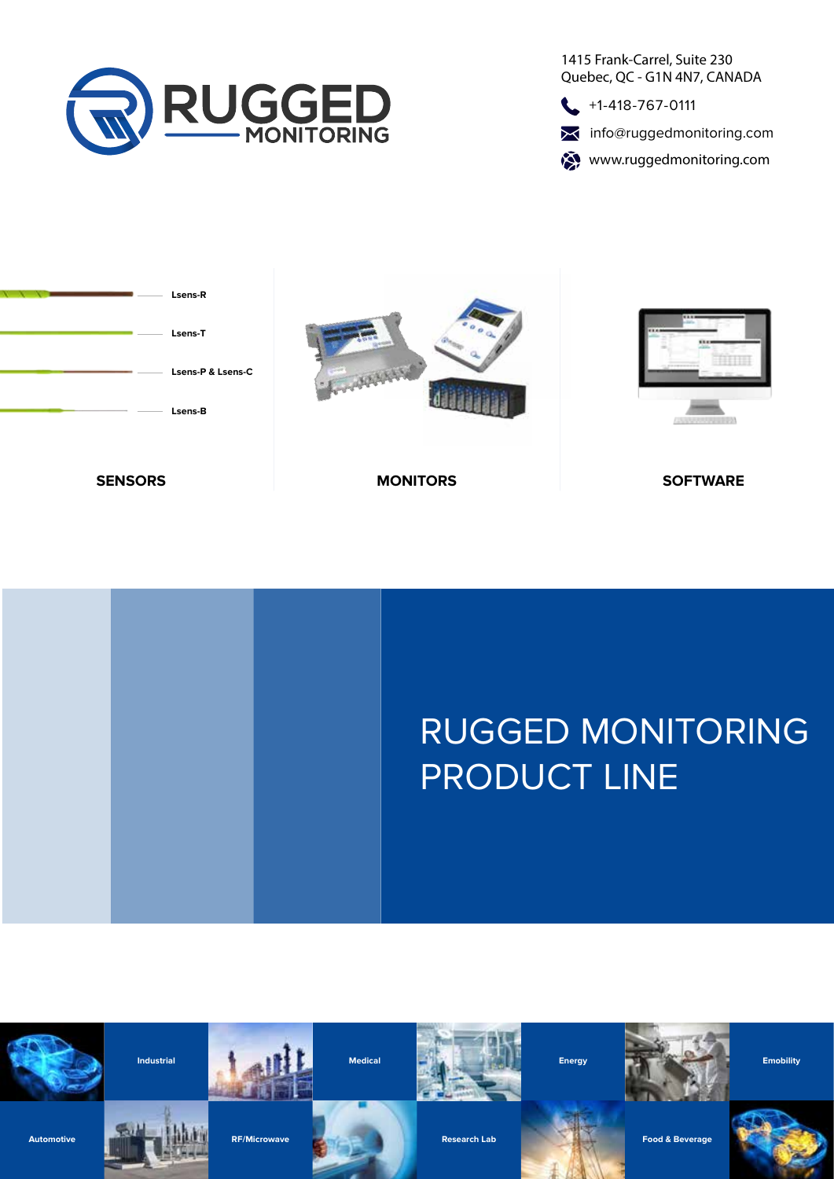RUGGED MONITORING

1415 Frank-Carrel, Suite 230
Quebec, QC - G1N 4N7, CANADA

+1-418-767-0111

info@ruggedmonitoring.com

www.ruggedmonitoring.com

Lsens-R

Lsens-T

Lsens-P & Lsens-C

Lsens-B

**SENSORS**

**MONITORS**

**SOFTWARE**

# RUGGED MONITORING PRODUCT LINE

Industrial

Medical

Energy

Emobility

Automotive

RF/Microwave

Research Lab

Food & Beverage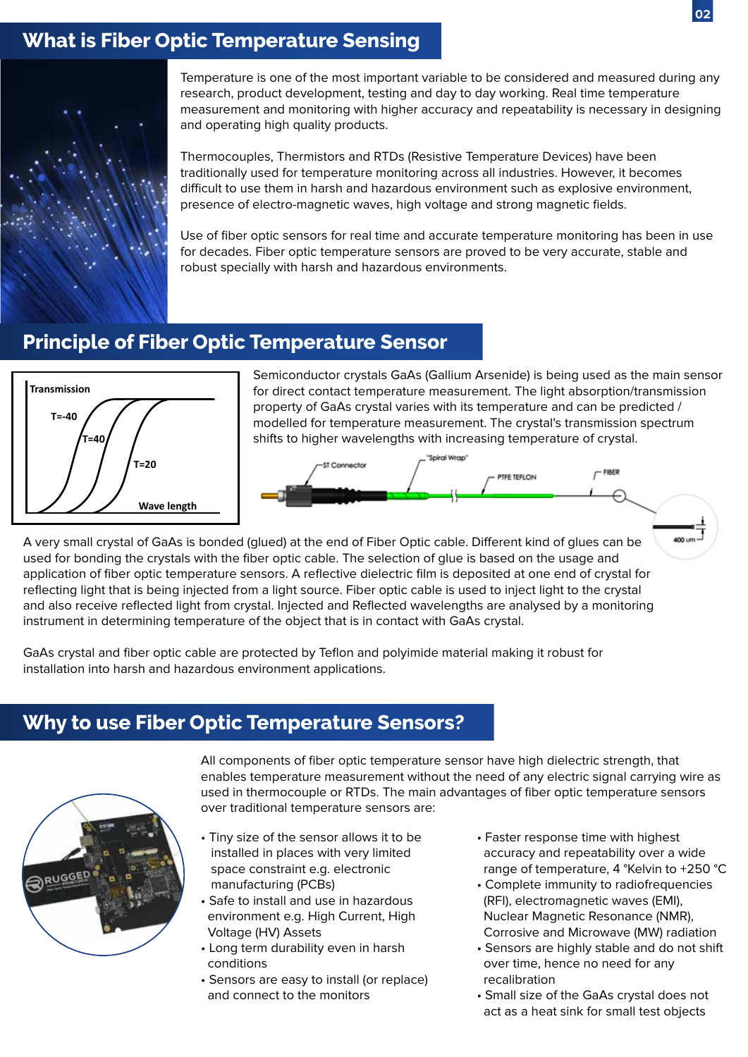## What is Fiber Optic Temperature Sensing

Temperature is one of the most important variable to be considered and measured during any research, product development, testing and day to day working. Real time temperature measurement and monitoring with higher accuracy and repeatability is necessary in designing and operating high quality products.

Thermocouples, Thermistors and RTDs (Resistive Temperature Devices) have been traditionally used for temperature monitoring across all industries. However, it becomes difficult to use them in harsh and hazardous environment such as explosive environment, presence of electro-magnetic waves, high voltage and strong magnetic fields.

Use of fiber optic sensors for real time and accurate temperature monitoring has been in use for decades. Fiber optic temperature sensors are proved to be very accurate, stable and robust specially with harsh and hazardous environments.

## Principle of Fiber Optic Temperature Sensor

Semiconductor crystals GaAs (Gallium Arsenide) is being used as the main sensor for direct contact temperature measurement. The light absorption/transmission property of GaAs crystal varies with its temperature and can be predicted / modelled for temperature measurement. The crystal's transmission spectrum shifts to higher wavelengths with increasing temperature of crystal.

A very small crystal of GaAs is bonded (glued) at the end of Fiber Optic cable. Different kind of glues can be used for bonding the crystals with the fiber optic cable. The selection of glue is based on the usage and application of fiber optic temperature sensors. A reflective dielectric film is deposited at one end of crystal for reflecting light that is being injected from a light source. Fiber optic cable is used to inject light to the crystal and also receive reflected light from crystal. Injected and Reflected wavelengths are analysed by a monitoring instrument in determining temperature of the object that is in contact with GaAs crystal.

GaAs crystal and fiber optic cable are protected by Teflon and polyimide material making it robust for installation into harsh and hazardous environment applications.

## Why to use Fiber Optic Temperature Sensors?

All components of fiber optic temperature sensor have high dielectric strength, that enables temperature measurement without the need of any electric signal carrying wire as used in thermocouple or RTDs. The main advantages of fiber optic temperature sensors over traditional temperature sensors are:

- Tiny size of the sensor allows it to be installed in places with very limited space constraint e.g. electronic manufacturing (PCBs)
- Safe to install and use in hazardous environment e.g. High Current, High Voltage (HV) Assets
- Long term durability even in harsh conditions
- Sensors are easy to install (or replace) and connect to the monitors
- Faster response time with highest accuracy and repeatability over a wide range of temperature, 4 °Kelvin to +250 °C
- Complete immunity to radiofrequencies (RFI), electromagnetic waves (EMI), Nuclear Magnetic Resonance (NMR), Corrosive and Microwave (MW) radiation
- Sensors are highly stable and do not shift over time, hence no need for any recalibration
- Small size of the GaAs crystal does not act as a heat sink for small test objects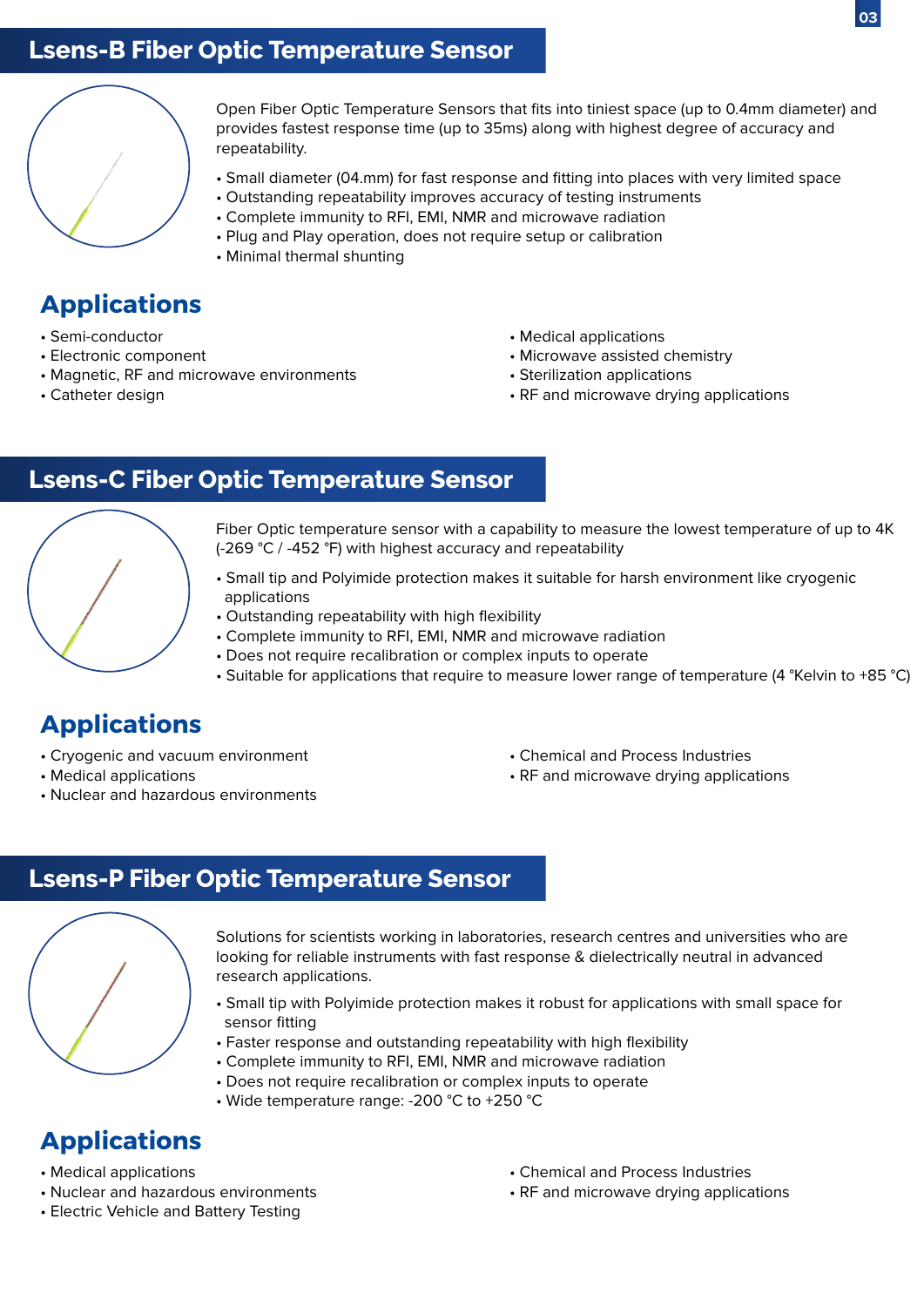## Lsens-B Fiber Optic Temperature Sensor

Open Fiber Optic Temperature Sensors that fits into tiniest space (up to 0.4mm diameter) and provides fastest response time (up to 35ms) along with highest degree of accuracy and repeatability.

- Small diameter (04.mm) for fast response and fitting into places with very limited space
- Outstanding repeatability improves accuracy of testing instruments
- Complete immunity to RFI, EMI, NMR and microwave radiation
- Plug and Play operation, does not require setup or calibration
- Minimal thermal shunting

### Applications

- Semi-conductor
- Electronic component
- Magnetic, RF and microwave environments
- Catheter design
- Medical applications
- Microwave assisted chemistry
- Sterilization applications
- RF and microwave drying applications

## Lsens-C Fiber Optic Temperature Sensor

Fiber Optic temperature sensor with a capability to measure the lowest temperature of up to 4K (-269 °C / -452 °F) with highest accuracy and repeatability

- Small tip and Polyimide protection makes it suitable for harsh environment like cryogenic applications
- Outstanding repeatability with high flexibility
- Complete immunity to RFI, EMI, NMR and microwave radiation
- Does not require recalibration or complex inputs to operate
- Suitable for applications that require to measure lower range of temperature (4 °Kelvin to +85 °C)

### Applications

- Cryogenic and vacuum environment
- Medical applications
- Nuclear and hazardous environments
- Chemical and Process Industries
- RF and microwave drying applications

## Lsens-P Fiber Optic Temperature Sensor

Solutions for scientists working in laboratories, research centres and universities who are looking for reliable instruments with fast response & dielectrically neutral in advanced research applications.

- Small tip with Polyimide protection makes it robust for applications with small space for sensor fitting
- Faster response and outstanding repeatability with high flexibility
- Complete immunity to RFI, EMI, NMR and microwave radiation
- Does not require recalibration or complex inputs to operate
- Wide temperature range: -200 °C to +250 °C

### Applications

- Medical applications
- Nuclear and hazardous environments
- Electric Vehicle and Battery Testing
- Chemical and Process Industries
- RF and microwave drying applications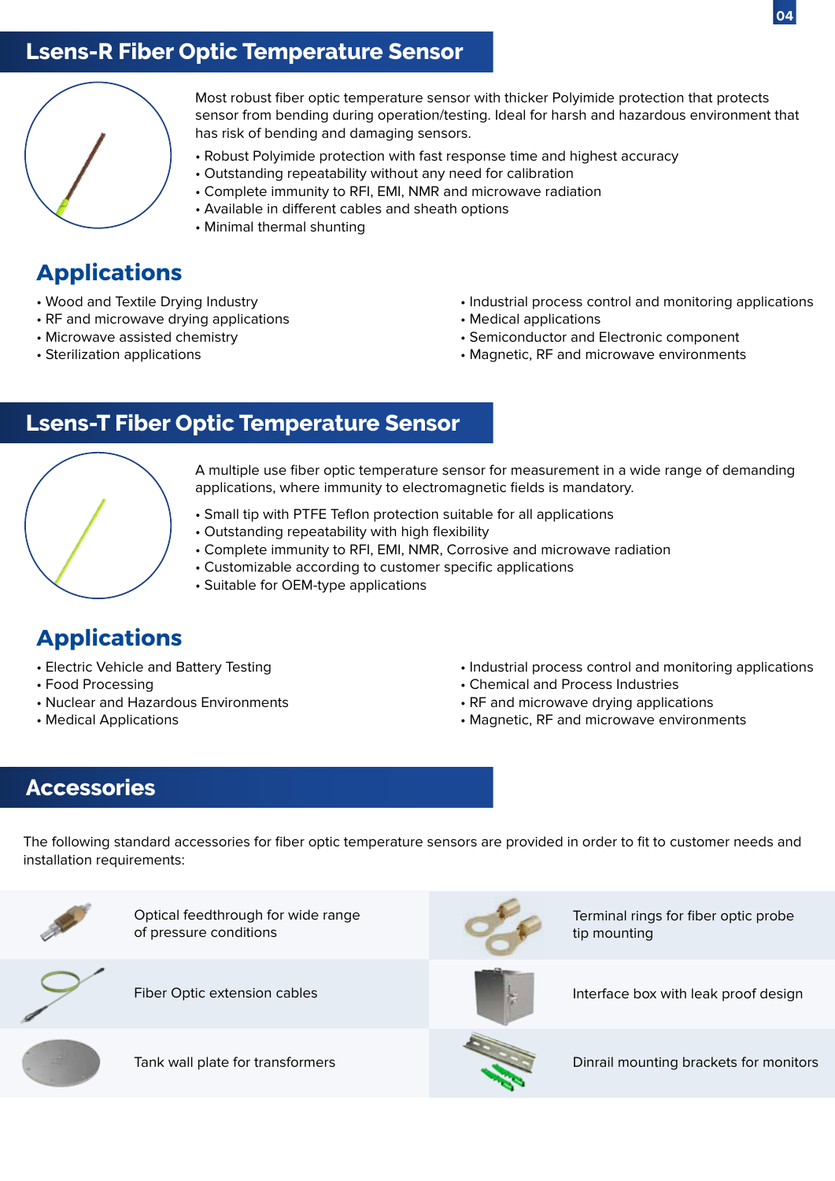## Lsens-R Fiber Optic Temperature Sensor

Most robust fiber optic temperature sensor with thicker Polyimide protection that protects sensor from bending during operation/testing. Ideal for harsh and hazardous environment that has risk of bending and damaging sensors.

- Robust Polyimide protection with fast response time and highest accuracy
- Outstanding repeatability without any need for calibration
- Complete immunity to RFI, EMI, NMR and microwave radiation
- Available in different cables and sheath options
- Minimal thermal shunting

### Applications

- Wood and Textile Drying Industry
- RF and microwave drying applications
- Microwave assisted chemistry
- Sterilization applications
- Industrial process control and monitoring applications
- Medical applications
- Semiconductor and Electronic component
- Magnetic, RF and microwave environments

## Lsens-T Fiber Optic Temperature Sensor

A multiple use fiber optic temperature sensor for measurement in a wide range of demanding applications, where immunity to electromagnetic fields is mandatory.

- Small tip with PTFE Teflon protection suitable for all applications
- Outstanding repeatability with high flexibility
- Complete immunity to RFI, EMI, NMR, Corrosive and microwave radiation
- Customizable according to customer specific applications
- Suitable for OEM-type applications

### Applications

- Electric Vehicle and Battery Testing
- Food Processing
- Nuclear and Hazardous Environments
- Medical Applications
- Industrial process control and monitoring applications
- Chemical and Process Industries
- RF and microwave drying applications
- Magnetic, RF and microwave environments

## Accessories

The following standard accessories for fiber optic temperature sensors are provided in order to fit to customer needs and installation requirements:

| | |
|---|---|
| Optical feedthrough for wide range of pressure conditions | Terminal rings for fiber optic probe tip mounting |
| Fiber Optic extension cables | Interface box with leak proof design |
| Tank wall plate for transformers | Dinrail mounting brackets for monitors |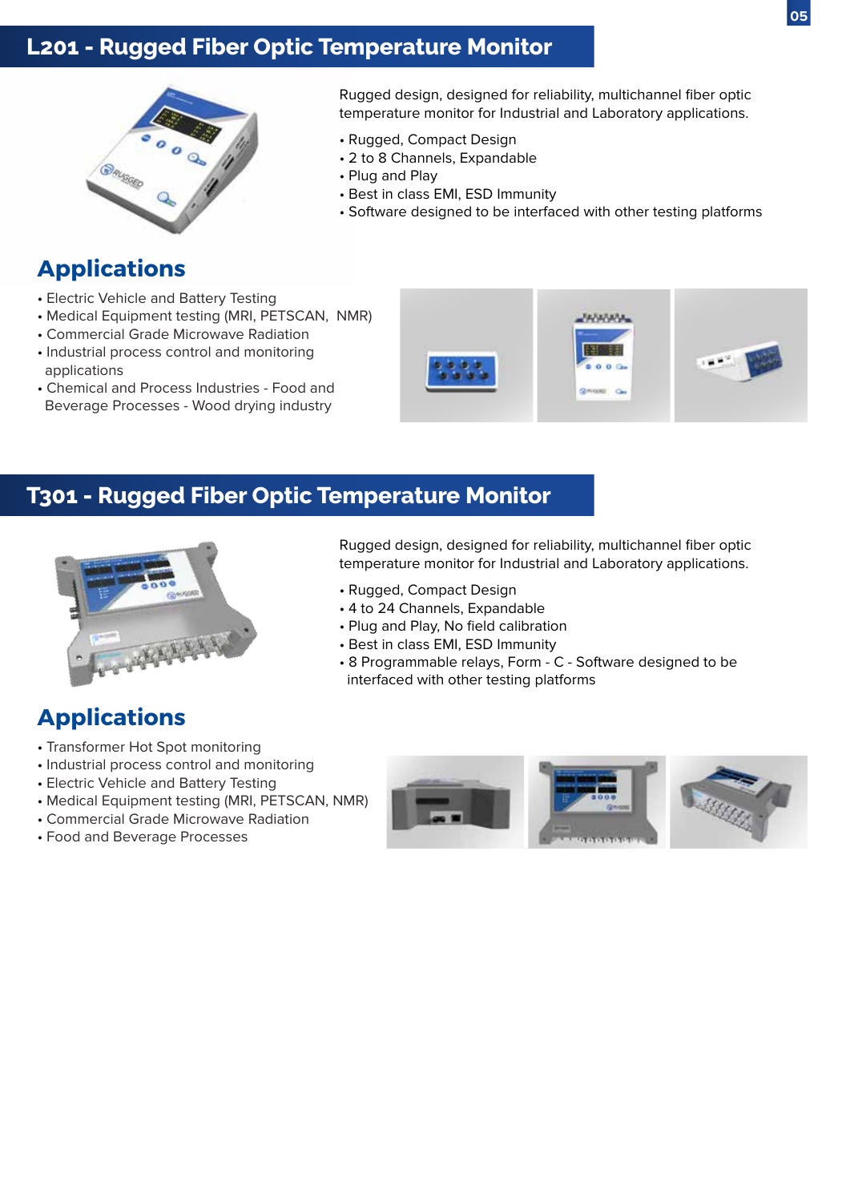## L201 - Rugged Fiber Optic Temperature Monitor

Rugged design, designed for reliability, multichannel fiber optic temperature monitor for Industrial and Laboratory applications.

- Rugged, Compact Design
- 2 to 8 Channels, Expandable
- Plug and Play
- Best in class EMI, ESD Immunity
- Software designed to be interfaced with other testing platforms

### Applications

- Electric Vehicle and Battery Testing
- Medical Equipment testing (MRI, PETSCAN, NMR)
- Commercial Grade Microwave Radiation
- Industrial process control and monitoring applications
- Chemical and Process Industries - Food and Beverage Processes - Wood drying industry

## T301 - Rugged Fiber Optic Temperature Monitor

Rugged design, designed for reliability, multichannel fiber optic temperature monitor for Industrial and Laboratory applications.

- Rugged, Compact Design
- 4 to 24 Channels, Expandable
- Plug and Play, No field calibration
- Best in class EMI, ESD Immunity
- 8 Programmable relays, Form - C - Software designed to be interfaced with other testing platforms

### Applications

- Transformer Hot Spot monitoring
- Industrial process control and monitoring
- Electric Vehicle and Battery Testing
- Medical Equipment testing (MRI, PETSCAN, NMR)
- Commercial Grade Microwave Radiation
- Food and Beverage Processes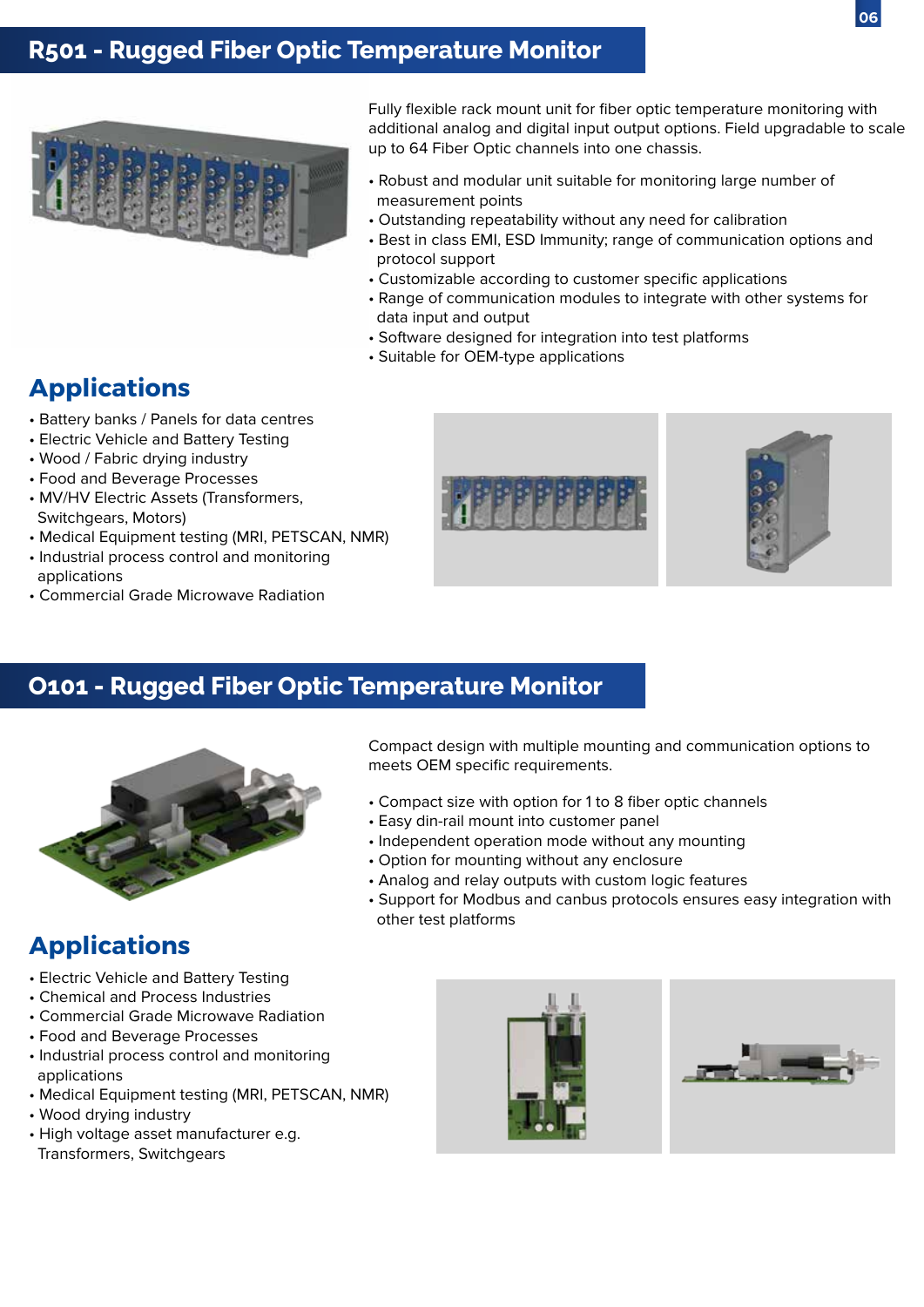## R501 - Rugged Fiber Optic Temperature Monitor

Fully flexible rack mount unit for fiber optic temperature monitoring with additional analog and digital input output options. Field upgradable to scale up to 64 Fiber Optic channels into one chassis.

- Robust and modular unit suitable for monitoring large number of measurement points
- Outstanding repeatability without any need for calibration
- Best in class EMI, ESD Immunity; range of communication options and protocol support
- Customizable according to customer specific applications
- Range of communication modules to integrate with other systems for data input and output
- Software designed for integration into test platforms
- Suitable for OEM-type applications

### Applications

- Battery banks / Panels for data centres
- Electric Vehicle and Battery Testing
- Wood / Fabric drying industry
- Food and Beverage Processes
- MV/HV Electric Assets (Transformers, Switchgears, Motors)
- Medical Equipment testing (MRI, PETSCAN, NMR)
- Industrial process control and monitoring applications
- Commercial Grade Microwave Radiation

## O101 - Rugged Fiber Optic Temperature Monitor

Compact design with multiple mounting and communication options to meets OEM specific requirements.

- Compact size with option for 1 to 8 fiber optic channels
- Easy din-rail mount into customer panel
- Independent operation mode without any mounting
- Option for mounting without any enclosure
- Analog and relay outputs with custom logic features
- Support for Modbus and canbus protocols ensures easy integration with other test platforms

### Applications

- Electric Vehicle and Battery Testing
- Chemical and Process Industries
- Commercial Grade Microwave Radiation
- Food and Beverage Processes
- Industrial process control and monitoring applications
- Medical Equipment testing (MRI, PETSCAN, NMR)
- Wood drying industry
- High voltage asset manufacturer e.g. Transformers, Switchgears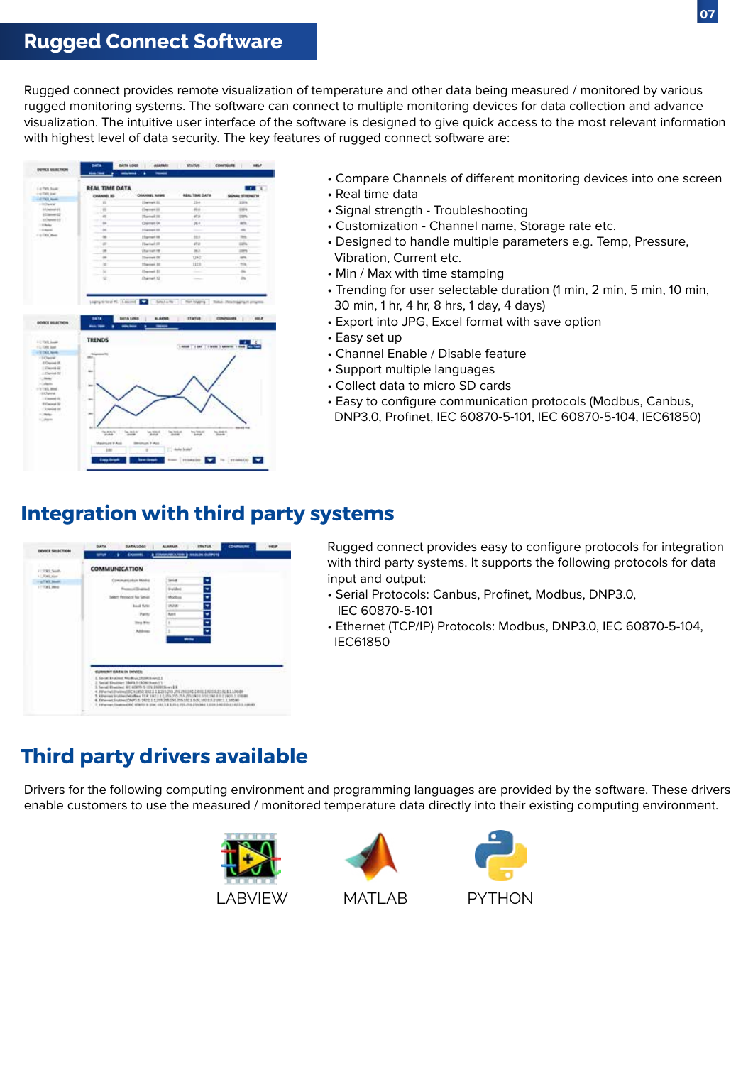# Rugged Connect Software

Rugged connect provides remote visualization of temperature and other data being measured / monitored by various rugged monitoring systems. The software can connect to multiple monitoring devices for data collection and advance visualization. The intuitive user interface of the software is designed to give quick access to the most relevant information with highest level of data security. The key features of rugged connect software are:

- Compare Channels of different monitoring devices into one screen
- Real time data
- Signal strength - Troubleshooting
- Customization - Channel name, Storage rate etc.
- Designed to handle multiple parameters e.g. Temp, Pressure, Vibration, Current etc.
- Min / Max with time stamping
- Trending for user selectable duration (1 min, 2 min, 5 min, 10 min, 30 min, 1 hr, 4 hr, 8 hrs, 1 day, 4 days)
- Export into JPG, Excel format with save option
- Easy set up
- Channel Enable / Disable feature
- Support multiple languages
- Collect data to micro SD cards
- Easy to configure communication protocols (Modbus, Canbus, DNP3.0, Profinet, IEC 60870-5-101, IEC 60870-5-104, IEC61850)

## Integration with third party systems

Rugged connect provides easy to configure protocols for integration with third party systems. It supports the following protocols for data input and output:

- Serial Protocols: Canbus, Profinet, Modbus, DNP3.0, IEC 60870-5-101
- Ethernet (TCP/IP) Protocols: Modbus, DNP3.0, IEC 60870-5-104, IEC61850

## Third party drivers available

Drivers for the following computing environment and programming languages are provided by the software. These drivers enable customers to use the measured / monitored temperature data directly into their existing computing environment.

LABVIEW MATLAB PYTHON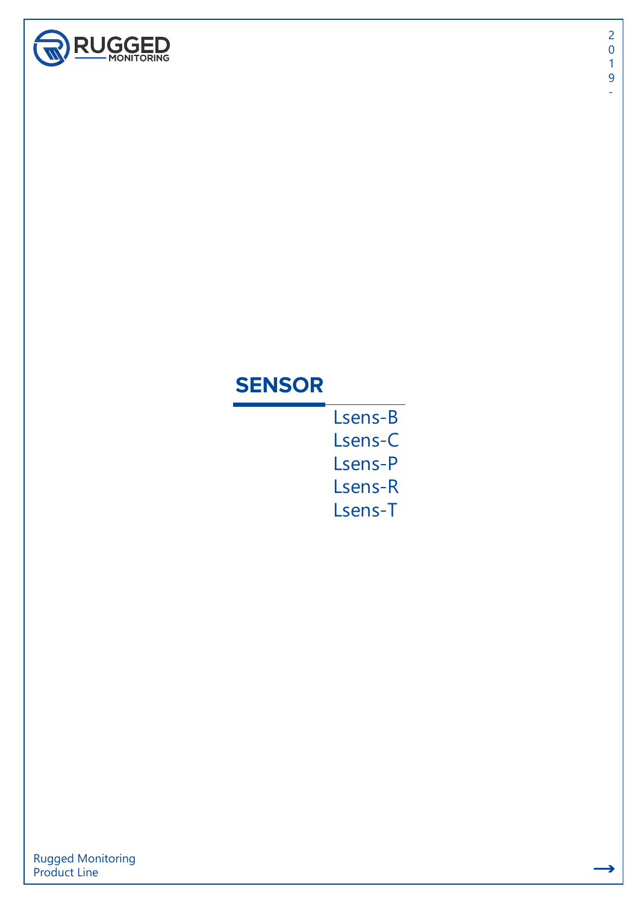# SENSOR

- Lsens-B
- Lsens-C
- Lsens-P
- Lsens-R
- Lsens-T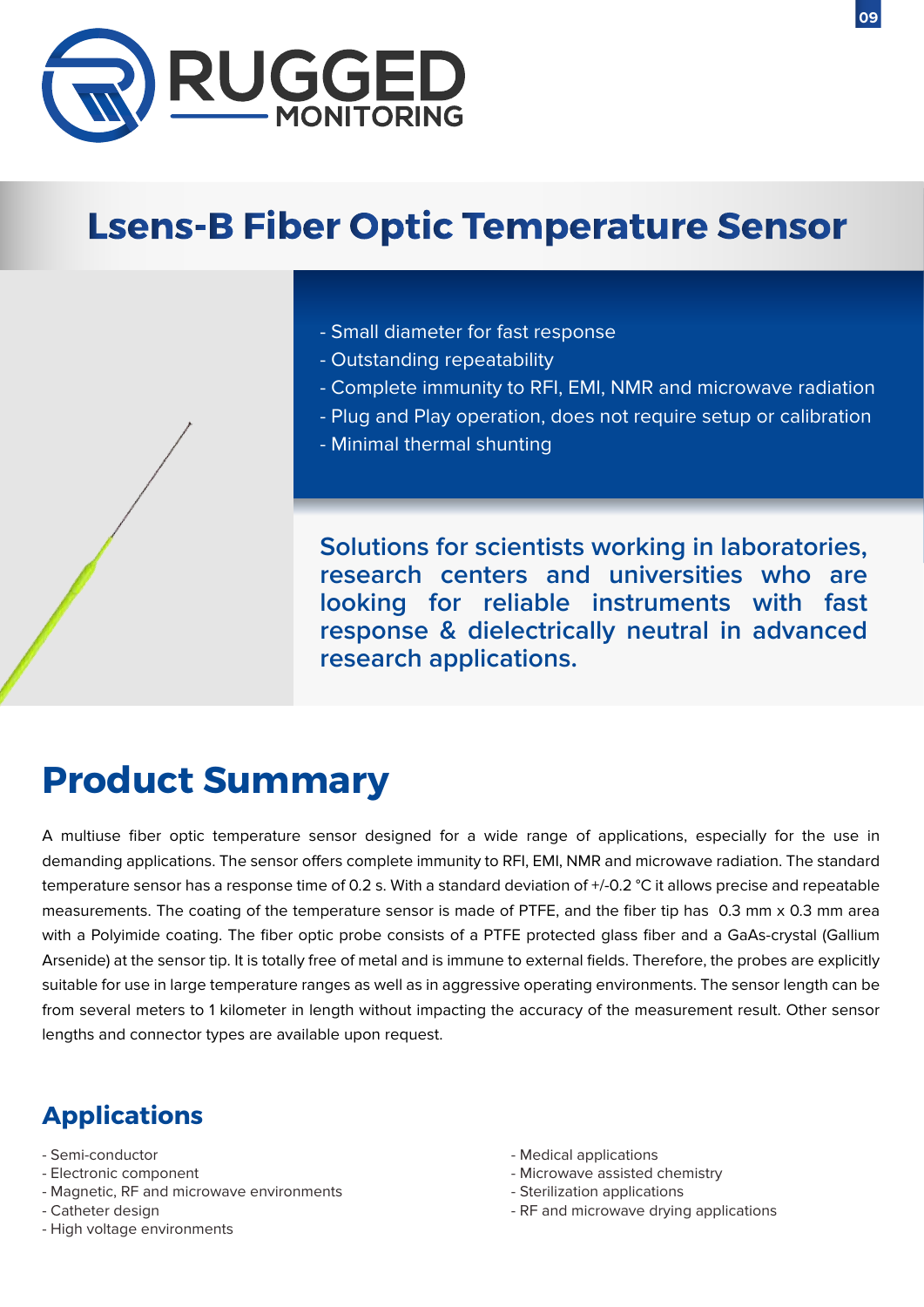RUGGED MONITORING

# Lsens-B Fiber Optic Temperature Sensor

- Small diameter for fast response
- Outstanding repeatability
- Complete immunity to RFI, EMI, NMR and microwave radiation
- Plug and Play operation, does not require setup or calibration
- Minimal thermal shunting

**Solutions for scientists working in laboratories, research centers and universities who are looking for reliable instruments with fast response & dielectrically neutral in advanced research applications.**

## Product Summary

A multiuse fiber optic temperature sensor designed for a wide range of applications, especially for the use in demanding applications. The sensor offers complete immunity to RFI, EMI, NMR and microwave radiation. The standard temperature sensor has a response time of 0.2 s. With a standard deviation of +/-0.2 °C it allows precise and repeatable measurements. The coating of the temperature sensor is made of PTFE, and the fiber tip has 0.3 mm x 0.3 mm area with a Polyimide coating. The fiber optic probe consists of a PTFE protected glass fiber and a GaAs-crystal (Gallium Arsenide) at the sensor tip. It is totally free of metal and is immune to external fields. Therefore, the probes are explicitly suitable for use in large temperature ranges as well as in aggressive operating environments. The sensor length can be from several meters to 1 kilometer in length without impacting the accuracy of the measurement result. Other sensor lengths and connector types are available upon request.

## Applications

- Semi-conductor
- Electronic component
- Magnetic, RF and microwave environments
- Catheter design
- High voltage environments
- Medical applications
- Microwave assisted chemistry
- Sterilization applications
- RF and microwave drying applications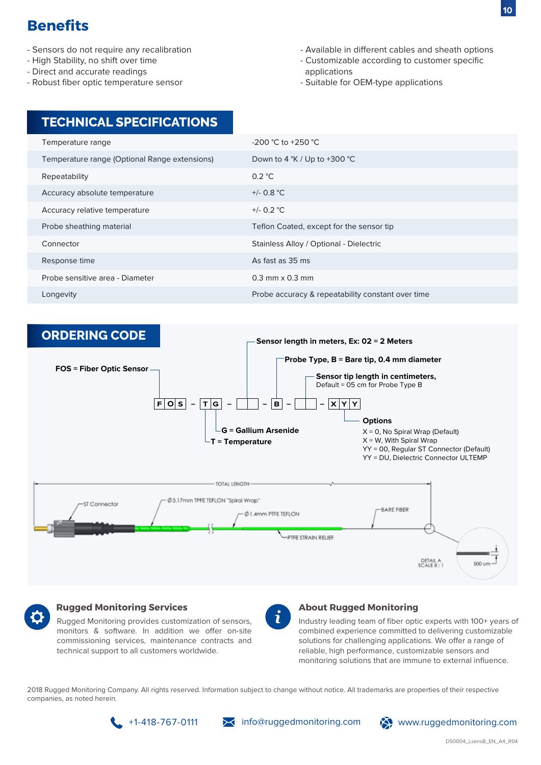## Benefits

- Sensors do not require any recalibration
- High Stability, no shift over time
- Direct and accurate readings
- Robust fiber optic temperature sensor
- Available in different cables and sheath options
- Customizable according to customer specific applications
- Suitable for OEM-type applications

## TECHNICAL SPECIFICATIONS

| | |
|---|---|
| Temperature range | -200 °C to +250 °C |
| Temperature range (Optional Range extensions) | Down to 4 °K / Up to +300 °C |
| Repeatability | 0.2 °C |
| Accuracy absolute temperature | +/- 0.8 °C |
| Accuracy relative temperature | +/- 0.2 °C |
| Probe sheathing material | Teflon Coated, except for the sensor tip |
| Connector | Stainless Alloy / Optional - Dielectric |
| Response time | As fast as 35 ms |
| Probe sensitive area - Diameter | 0.3 mm x 0.3 mm |
| Longevity | Probe accuracy & repeatability constant over time |

## ORDERING CODE

F O S – T G – _ _ – B – _ _ – X Y Y

- **FOS = Fiber Optic Sensor**
- **T = Temperature**
- **G = Gallium Arsenide**
- **Sensor length in meters, Ex: 02 = 2 Meters**
- **Probe Type, B = Bare tip, 0.4 mm diameter**
- **Sensor tip length in centimeters,** Default = 05 cm for Probe Type B
- **Options**
  - X = 0, No Spiral Wrap (Default)
  - X = W, With Spiral Wrap
  - YY = 00, Regular ST Connector (Default)
  - YY = DU, Dielectric Connector ULTEMP

TOTAL LENGTH
ST Connector
Ø3.17mm TPFE TEFLON "Spiral Wrap"
Ø1.4mm PTFE TEFLON
PTFE STRAIN RELIEF
BARE FIBER
DETAIL A
SCALE 8 : 1
500 um

### Rugged Monitoring Services

Rugged Monitoring provides customization of sensors, monitors & software. In addition we offer on-site commissioning services, maintenance contracts and technical support to all customers worldwide.

### About Rugged Monitoring

Industry leading team of fiber optic experts with 100+ years of combined experience committed to delivering customizable solutions for challenging applications. We offer a range of reliable, high performance, customizable sensors and monitoring solutions that are immune to external influence.

2018 Rugged Monitoring Company. All rights reserved. Information subject to change without notice. All trademarks are properties of their respective companies, as noted herein.

+1-418-767-0111 | info@ruggedmonitoring.com | www.ruggedmonitoring.com

DS0004_LsensB_EN_A4_R04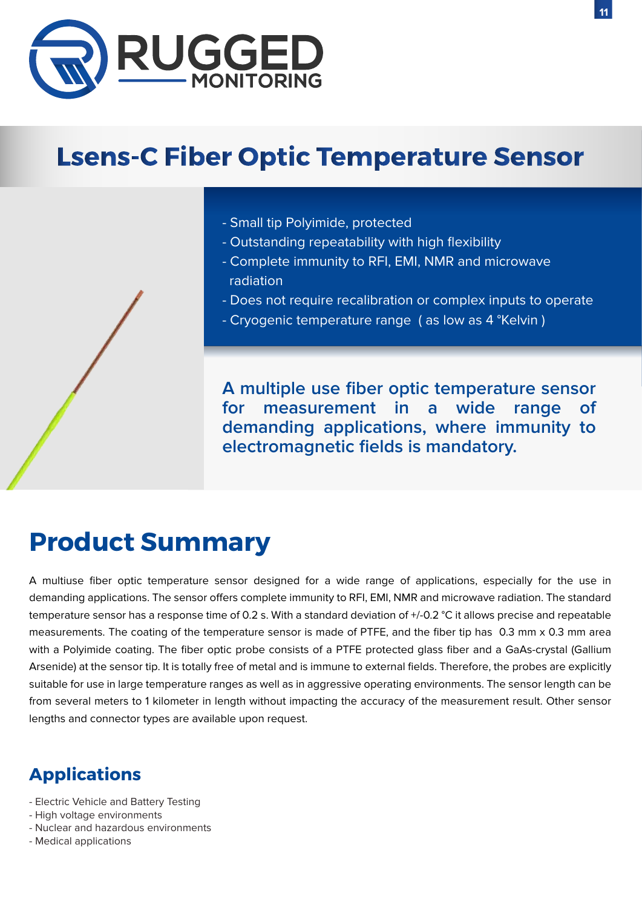# Lsens-C Fiber Optic Temperature Sensor

- Small tip Polyimide, protected
- Outstanding repeatability with high flexibility
- Complete immunity to RFI, EMI, NMR and microwave radiation
- Does not require recalibration or complex inputs to operate
- Cryogenic temperature range ( as low as 4 °Kelvin )

**A multiple use fiber optic temperature sensor for measurement in a wide range of demanding applications, where immunity to electromagnetic fields is mandatory.**

## Product Summary

A multiuse fiber optic temperature sensor designed for a wide range of applications, especially for the use in demanding applications. The sensor offers complete immunity to RFI, EMI, NMR and microwave radiation. The standard temperature sensor has a response time of 0.2 s. With a standard deviation of +/-0.2 °C it allows precise and repeatable measurements. The coating of the temperature sensor is made of PTFE, and the fiber tip has 0.3 mm x 0.3 mm area with a Polyimide coating. The fiber optic probe consists of a PTFE protected glass fiber and a GaAs-crystal (Gallium Arsenide) at the sensor tip. It is totally free of metal and is immune to external fields. Therefore, the probes are explicitly suitable for use in large temperature ranges as well as in aggressive operating environments. The sensor length can be from several meters to 1 kilometer in length without impacting the accuracy of the measurement result. Other sensor lengths and connector types are available upon request.

## Applications

- Electric Vehicle and Battery Testing
- High voltage environments
- Nuclear and hazardous environments
- Medical applications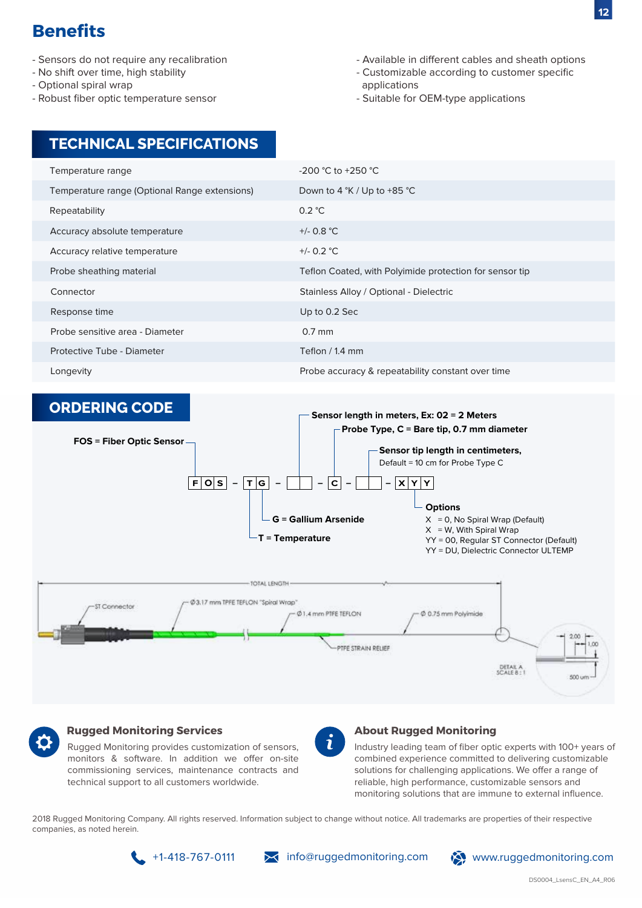## Benefits

- Sensors do not require any recalibration
- No shift over time, high stability
- Optional spiral wrap
- Robust fiber optic temperature sensor
- Available in different cables and sheath options
- Customizable according to customer specific applications
- Suitable for OEM-type applications

## TECHNICAL SPECIFICATIONS

| | |
|---|---|
| Temperature range | -200 °C to +250 °C |
| Temperature range (Optional Range extensions) | Down to 4 °K / Up to +85 °C |
| Repeatability | 0.2 °C |
| Accuracy absolute temperature | +/- 0.8 °C |
| Accuracy relative temperature | +/- 0.2 °C |
| Probe sheathing material | Teflon Coated, with Polyimide protection for sensor tip |
| Connector | Stainless Alloy / Optional - Dielectric |
| Response time | Up to 0.2 Sec |
| Probe sensitive area - Diameter | 0.7 mm |
| Protective Tube - Diameter | Teflon / 1.4 mm |
| Longevity | Probe accuracy & repeatability constant over time |

## ORDERING CODE

F O S – T G – _ _ – C – _ _ – X Y Y

- **FOS = Fiber Optic Sensor**
- **T = Temperature**
- **G = Gallium Arsenide**
- **Sensor length in meters, Ex: 02 = 2 Meters**
- **Probe Type, C = Bare tip, 0.7 mm diameter**
- **Sensor tip length in centimeters,** Default = 10 cm for Probe Type C
- **Options**
  - X = 0, No Spiral Wrap (Default)
  - X = W, With Spiral Wrap
  - YY = 00, Regular ST Connector (Default)
  - YY = DU, Dielectric Connector ULTEMP

TOTAL LENGTH — ST Connector — Ø3.17 mm TPFE TEFLON "Spiral Wrap" — Ø 1.4 mm PTFE TEFLON — PTFE STRAIN RELIEF — Ø 0.75 mm Polyimide — DETAIL A SCALE 8 : 1 — 2.00 — 1.00 — 500 um

### Rugged Monitoring Services

Rugged Monitoring provides customization of sensors, monitors & software. In addition we offer on-site commissioning services, maintenance contracts and technical support to all customers worldwide.

### About Rugged Monitoring

Industry leading team of fiber optic experts with 100+ years of combined experience committed to delivering customizable solutions for challenging applications. We offer a range of reliable, high performance, customizable sensors and monitoring solutions that are immune to external influence.

2018 Rugged Monitoring Company. All rights reserved. Information subject to change without notice. All trademarks are properties of their respective companies, as noted herein.

+1-418-767-0111 | info@ruggedmonitoring.com | www.ruggedmonitoring.com

DS0004_LsensC_EN_A4_R06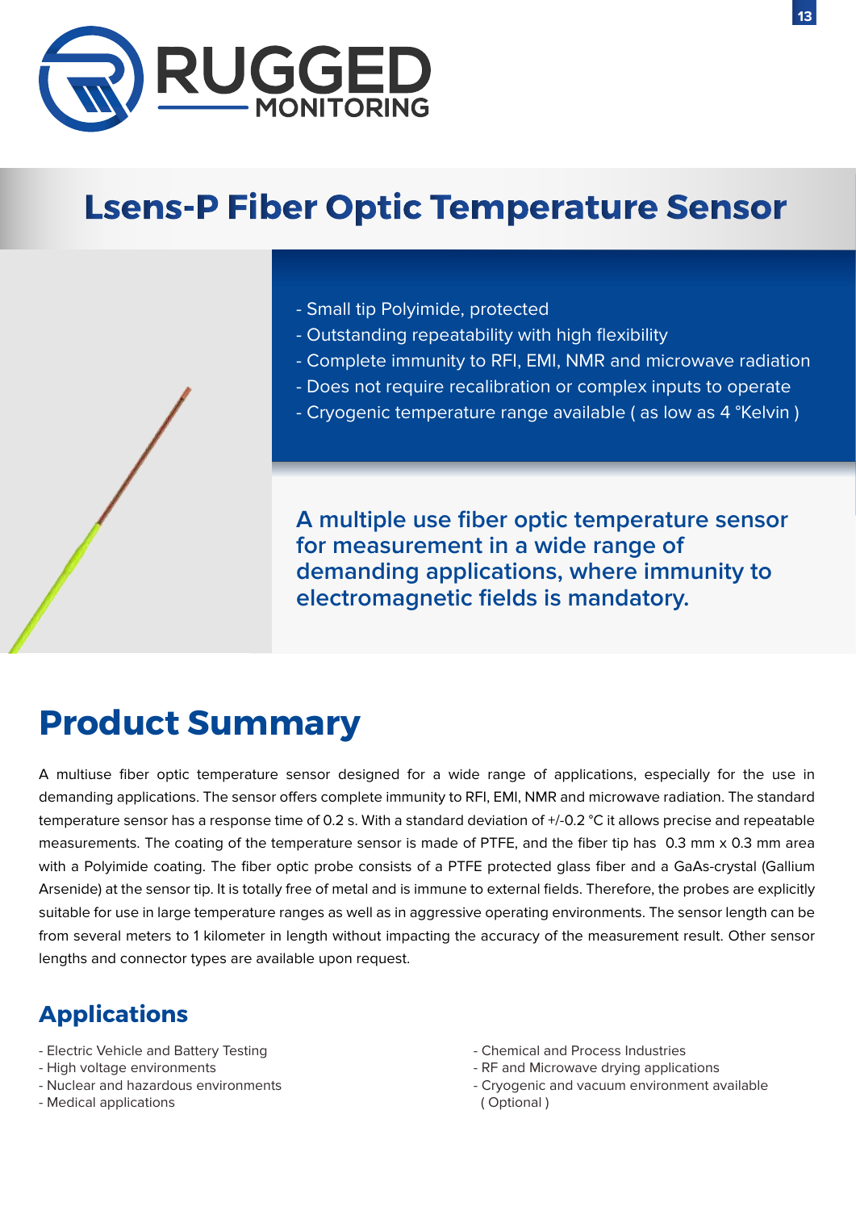RUGGED MONITORING

# Lsens-P Fiber Optic Temperature Sensor

- Small tip Polyimide, protected
- Outstanding repeatability with high flexibility
- Complete immunity to RFI, EMI, NMR and microwave radiation
- Does not require recalibration or complex inputs to operate
- Cryogenic temperature range available ( as low as 4 °Kelvin )

**A multiple use fiber optic temperature sensor for measurement in a wide range of demanding applications, where immunity to electromagnetic fields is mandatory.**

## Product Summary

A multiuse fiber optic temperature sensor designed for a wide range of applications, especially for the use in demanding applications. The sensor offers complete immunity to RFI, EMI, NMR and microwave radiation. The standard temperature sensor has a response time of 0.2 s. With a standard deviation of +/-0.2 °C it allows precise and repeatable measurements. The coating of the temperature sensor is made of PTFE, and the fiber tip has 0.3 mm x 0.3 mm area with a Polyimide coating. The fiber optic probe consists of a PTFE protected glass fiber and a GaAs-crystal (Gallium Arsenide) at the sensor tip. It is totally free of metal and is immune to external fields. Therefore, the probes are explicitly suitable for use in large temperature ranges as well as in aggressive operating environments. The sensor length can be from several meters to 1 kilometer in length without impacting the accuracy of the measurement result. Other sensor lengths and connector types are available upon request.

### Applications

- Electric Vehicle and Battery Testing
- High voltage environments
- Nuclear and hazardous environments
- Medical applications
- Chemical and Process Industries
- RF and Microwave drying applications
- Cryogenic and vacuum environment available ( Optional )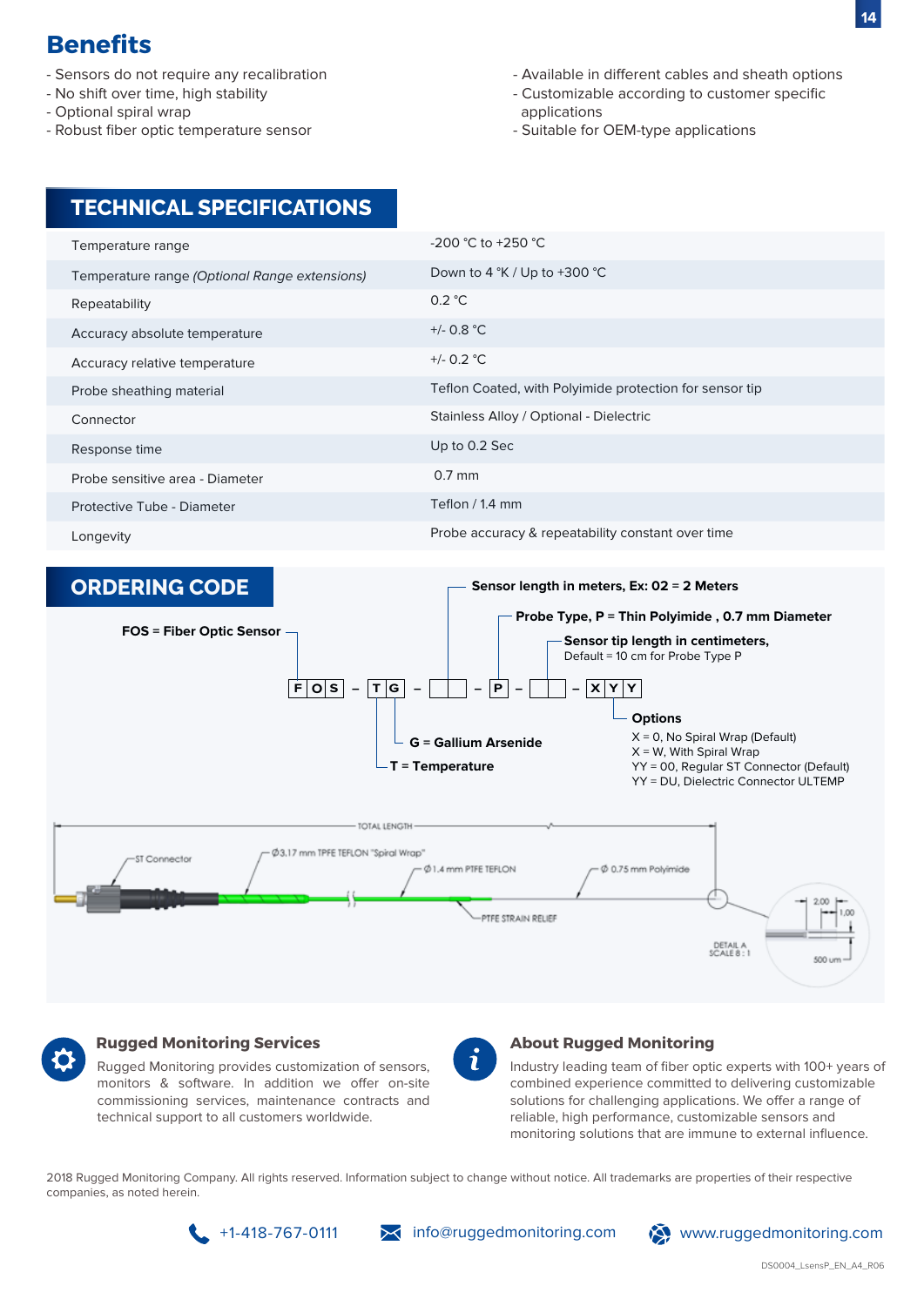## Benefits

- Sensors do not require any recalibration
- No shift over time, high stability
- Optional spiral wrap
- Robust fiber optic temperature sensor
- Available in different cables and sheath options
- Customizable according to customer specific applications
- Suitable for OEM-type applications

## TECHNICAL SPECIFICATIONS

| | |
|---|---|
| Temperature range | -200 °C to +250 °C |
| Temperature range *(Optional Range extensions)* | Down to 4 °K / Up to +300 °C |
| Repeatability | 0.2 °C |
| Accuracy absolute temperature | +/- 0.8 °C |
| Accuracy relative temperature | +/- 0.2 °C |
| Probe sheathing material | Teflon Coated, with Polyimide protection for sensor tip |
| Connector | Stainless Alloy / Optional - Dielectric |
| Response time | Up to 0.2 Sec |
| Probe sensitive area - Diameter | 0.7 mm |
| Protective Tube - Diameter | Teflon / 1.4 mm |
| Longevity | Probe accuracy & repeatability constant over time |

## ORDERING CODE

F O S – T G – [ ][ ] – P – [ ][ ] – X Y Y

- **FOS = Fiber Optic Sensor**
- **T = Temperature**
- **G = Gallium Arsenide**
- **Sensor length in meters, Ex: 02 = 2 Meters**
- **Probe Type, P = Thin Polyimide , 0.7 mm Diameter**
- **Sensor tip length in centimeters,** Default = 10 cm for Probe Type P
- **Options**
  - X = 0, No Spiral Wrap (Default)
  - X = W, With Spiral Wrap
  - YY = 00, Regular ST Connector (Default)
  - YY = DU, Dielectric Connector ULTEMP

TOTAL LENGTH — ST Connector — Ø3.17 mm TPFE TEFLON "Spiral Wrap" — Ø1.4 mm PTFE TEFLON — Ø 0.75 mm Polyimide — PTFE STRAIN RELIEF — DETAIL A SCALE 8 : 1 — 2.00 — 1.00 — 500 um

### Rugged Monitoring Services

Rugged Monitoring provides customization of sensors, monitors & software. In addition we offer on-site commissioning services, maintenance contracts and technical support to all customers worldwide.

### About Rugged Monitoring

Industry leading team of fiber optic experts with 100+ years of combined experience committed to delivering customizable solutions for challenging applications. We offer a range of reliable, high performance, customizable sensors and monitoring solutions that are immune to external influence.

2018 Rugged Monitoring Company. All rights reserved. Information subject to change without notice. All trademarks are properties of their respective companies, as noted herein.

+1-418-767-0111 | info@ruggedmonitoring.com | www.ruggedmonitoring.com

DS0004_LsensP_EN_A4_R06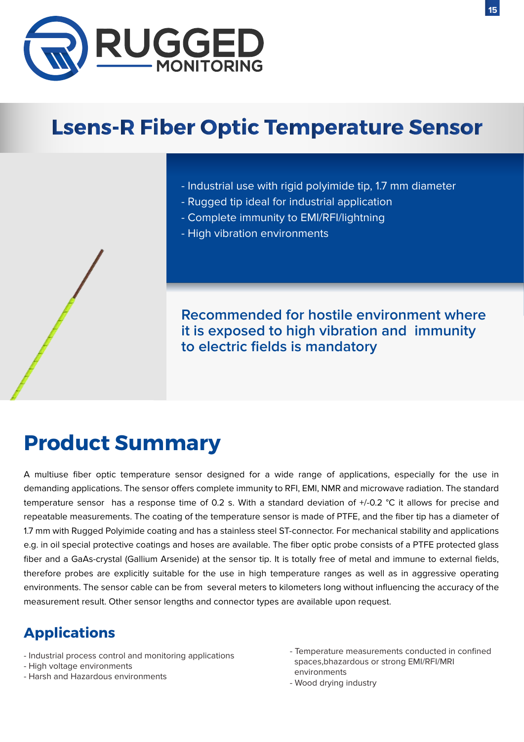# Lsens-R Fiber Optic Temperature Sensor

- Industrial use with rigid polyimide tip, 1.7 mm diameter
- Rugged tip ideal for industrial application
- Complete immunity to EMI/RFI/lightning
- High vibration environments

**Recommended for hostile environment where it is exposed to high vibration and immunity to electric fields is mandatory**

## Product Summary

A multiuse fiber optic temperature sensor designed for a wide range of applications, especially for the use in demanding applications. The sensor offers complete immunity to RFI, EMI, NMR and microwave radiation. The standard temperature sensor has a response time of 0.2 s. With a standard deviation of +/-0.2 °C it allows for precise and repeatable measurements. The coating of the temperature sensor is made of PTFE, and the fiber tip has a diameter of 1.7 mm with Rugged Polyimide coating and has a stainless steel ST-connector. For mechanical stability and applications e.g. in oil special protective coatings and hoses are available. The fiber optic probe consists of a PTFE protected glass fiber and a GaAs-crystal (Gallium Arsenide) at the sensor tip. It is totally free of metal and immune to external fields, therefore probes are explicitly suitable for the use in high temperature ranges as well as in aggressive operating environments. The sensor cable can be from several meters to kilometers long without influencing the accuracy of the measurement result. Other sensor lengths and connector types are available upon request.

## Applications

- Industrial process control and monitoring applications
- High voltage environments
- Harsh and Hazardous environments
- Temperature measurements conducted in confined spaces,bhazardous or strong EMI/RFI/MRI environments
- Wood drying industry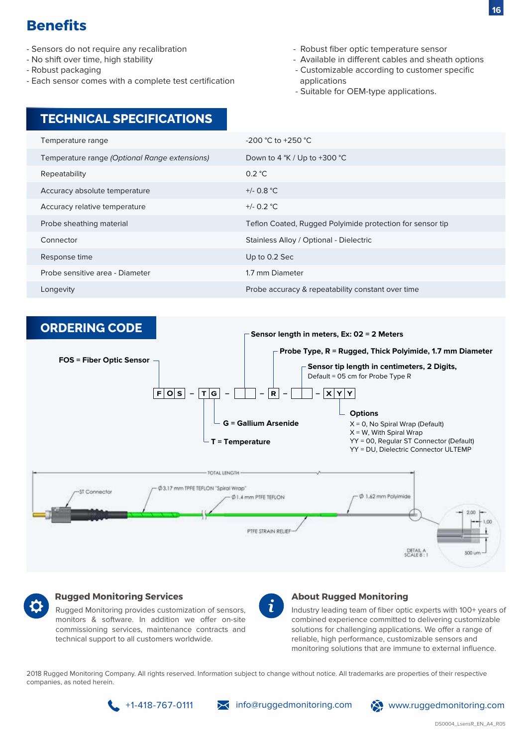## Benefits

- Sensors do not require any recalibration
- No shift over time, high stability
- Robust packaging
- Each sensor comes with a complete test certification
- Robust fiber optic temperature sensor
- Available in different cables and sheath options
- Customizable according to customer specific applications
- Suitable for OEM-type applications.

## TECHNICAL SPECIFICATIONS

| | |
|---|---|
| Temperature range | -200 °C to +250 °C |
| Temperature range *(Optional Range extensions)* | Down to 4 °K / Up to +300 °C |
| Repeatability | 0.2 °C |
| Accuracy absolute temperature | +/- 0.8 °C |
| Accuracy relative temperature | +/- 0.2 °C |
| Probe sheathing material | Teflon Coated, Rugged Polyimide protection for sensor tip |
| Connector | Stainless Alloy / Optional - Dielectric |
| Response time | Up to 0.2 Sec |
| Probe sensitive area - Diameter | 1.7 mm Diameter |
| Longevity | Probe accuracy & repeatability constant over time |

## ORDERING CODE

F O S – T G – _ _ – R – _ _ – X Y Y

- **FOS = Fiber Optic Sensor**
- **T = Temperature**
- **G = Gallium Arsenide**
- **Sensor length in meters, Ex: 02 = 2 Meters**
- **Probe Type, R = Rugged, Thick Polyimide, 1.7 mm Diameter**
- **Sensor tip length in centimeters, 2 Digits,** Default = 05 cm for Probe Type R
- **Options**
  - X = 0, No Spiral Wrap (Default)
  - X = W, With Spiral Wrap
  - YY = 00, Regular ST Connector (Default)
  - YY = DU, Dielectric Connector ULTEMP

TOTAL LENGTH; ST Connector; Ø3.17 mm TPFE TEFLON "Spiral Wrap"; Ø1.4 mm PTFE TEFLON; Ø 1.62 mm Polyimide; PTFE STRAIN RELIEF; 2.00; 1.00; 500 um; DETAIL A SCALE 8 : 1

### Rugged Monitoring Services

Rugged Monitoring provides customization of sensors, monitors & software. In addition we offer on-site commissioning services, maintenance contracts and technical support to all customers worldwide.

### About Rugged Monitoring

Industry leading team of fiber optic experts with 100+ years of combined experience committed to delivering customizable solutions for challenging applications. We offer a range of reliable, high performance, customizable sensors and monitoring solutions that are immune to external influence.

2018 Rugged Monitoring Company. All rights reserved. Information subject to change without notice. All trademarks are properties of their respective companies, as noted herein.

+1-418-767-0111 info@ruggedmonitoring.com www.ruggedmonitoring.com

DS0004_LsensR_EN_A4_R05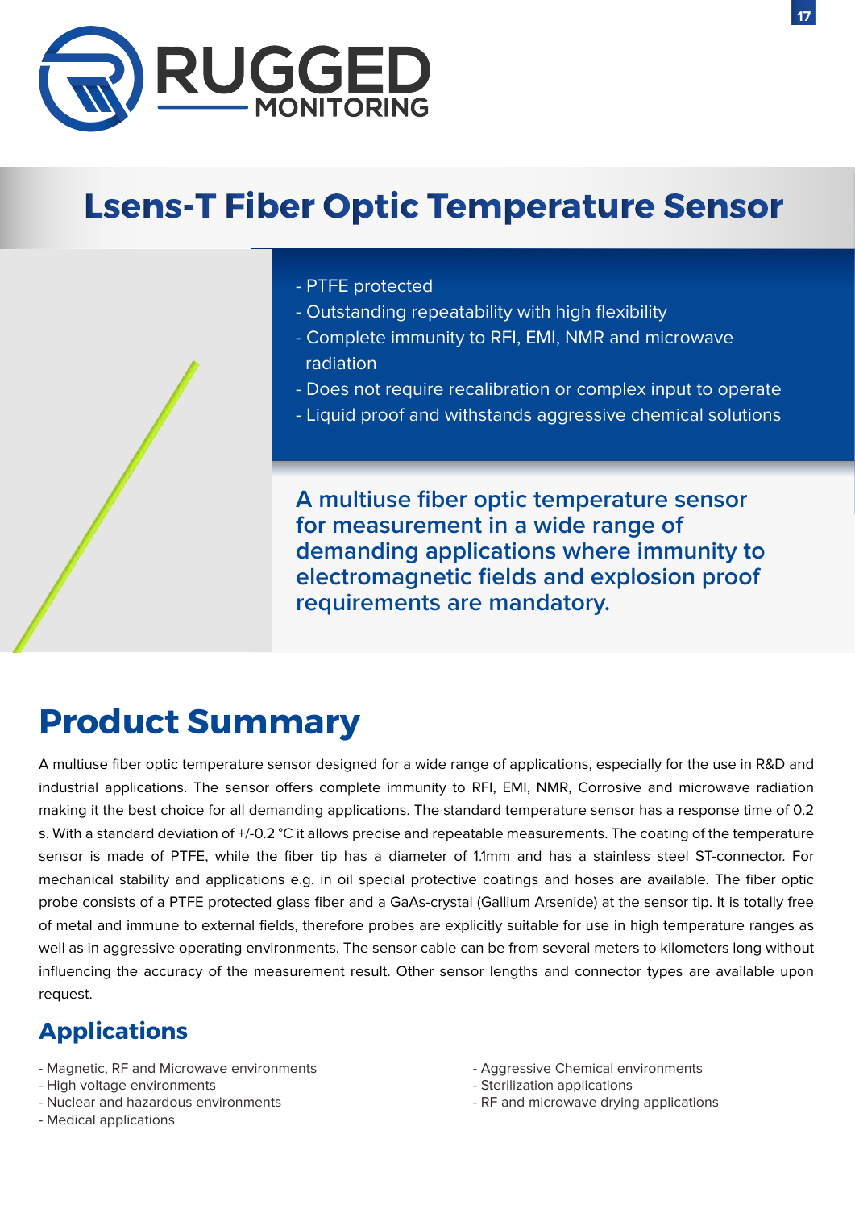# Lsens-T Fiber Optic Temperature Sensor

- PTFE protected
- Outstanding repeatability with high flexibility
- Complete immunity to RFI, EMI, NMR and microwave radiation
- Does not require recalibration or complex input to operate
- Liquid proof and withstands aggressive chemical solutions

**A multiuse fiber optic temperature sensor for measurement in a wide range of demanding applications where immunity to electromagnetic fields and explosion proof requirements are mandatory.**

## Product Summary

A multiuse fiber optic temperature sensor designed for a wide range of applications, especially for the use in R&D and industrial applications. The sensor offers complete immunity to RFI, EMI, NMR, Corrosive and microwave radiation making it the best choice for all demanding applications. The standard temperature sensor has a response time of 0.2 s. With a standard deviation of +/-0.2 °C it allows precise and repeatable measurements. The coating of the temperature sensor is made of PTFE, while the fiber tip has a diameter of 1.1mm and has a stainless steel ST-connector. For mechanical stability and applications e.g. in oil special protective coatings and hoses are available. The fiber optic probe consists of a PTFE protected glass fiber and a GaAs-crystal (Gallium Arsenide) at the sensor tip. It is totally free of metal and immune to external fields, therefore probes are explicitly suitable for use in high temperature ranges as well as in aggressive operating environments. The sensor cable can be from several meters to kilometers long without influencing the accuracy of the measurement result. Other sensor lengths and connector types are available upon request.

### Applications

- Magnetic, RF and Microwave environments
- High voltage environments
- Nuclear and hazardous environments
- Medical applications
- Aggressive Chemical environments
- Sterilization applications
- RF and microwave drying applications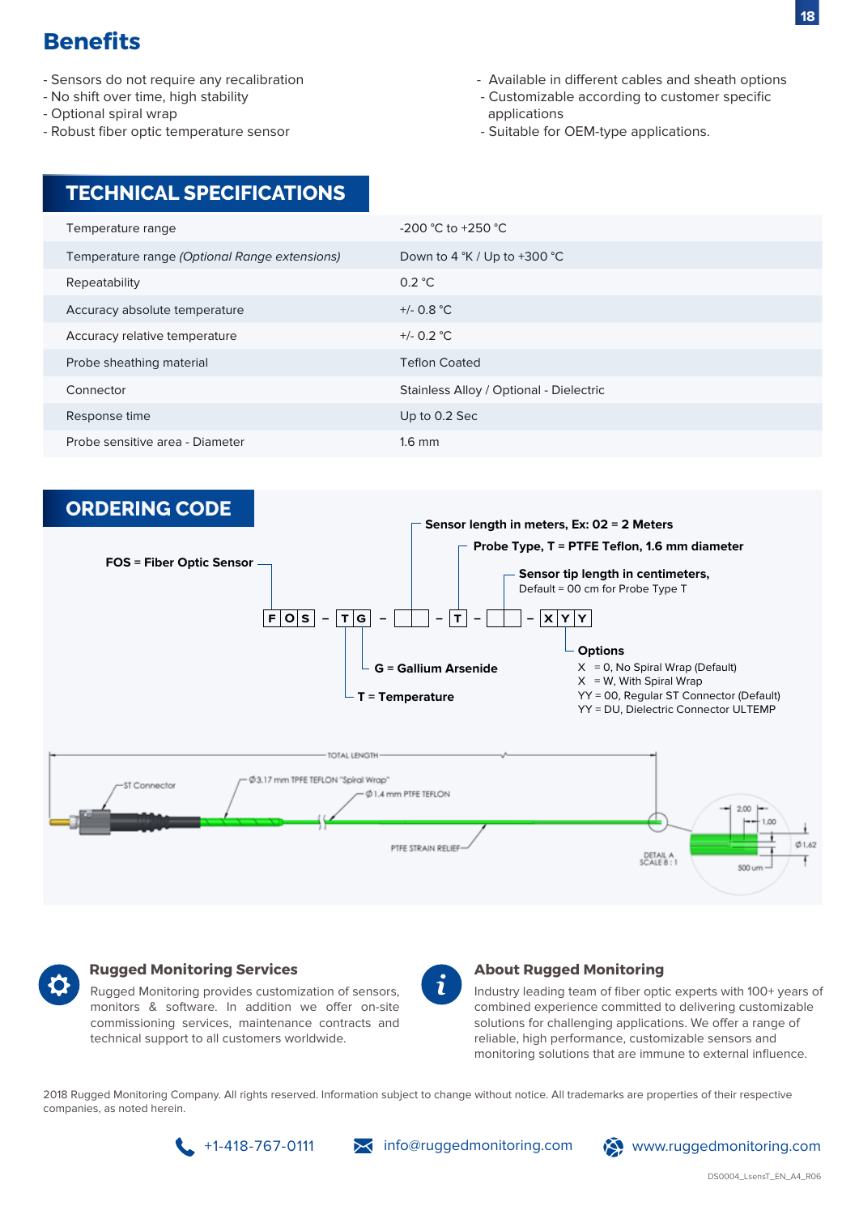## Benefits

- Sensors do not require any recalibration
- No shift over time, high stability
- Optional spiral wrap
- Robust fiber optic temperature sensor
- Available in different cables and sheath options
- Customizable according to customer specific applications
- Suitable for OEM-type applications.

## TECHNICAL SPECIFICATIONS

| | |
|---|---|
| Temperature range | -200 °C to +250 °C |
| Temperature range *(Optional Range extensions)* | Down to 4 °K / Up to +300 °C |
| Repeatability | 0.2 °C |
| Accuracy absolute temperature | +/- 0.8 °C |
| Accuracy relative temperature | +/- 0.2 °C |
| Probe sheathing material | Teflon Coated |
| Connector | Stainless Alloy / Optional - Dielectric |
| Response time | Up to 0.2 Sec |
| Probe sensitive area - Diameter | 1.6 mm |

## ORDERING CODE

F O S – T G – ☐☐ – T – ☐☐ – X Y Y

- **FOS = Fiber Optic Sensor**
- **T = Temperature**
- **G = Gallium Arsenide**
- **Sensor length in meters, Ex: 02 = 2 Meters**
- **Probe Type, T = PTFE Teflon, 1.6 mm diameter**
- **Sensor tip length in centimeters,** Default = 00 cm for Probe Type T
- **Options**
  - X = 0, No Spiral Wrap (Default)
  - X = W, With Spiral Wrap
  - YY = 00, Regular ST Connector (Default)
  - YY = DU, Dielectric Connector ULTEMP

TOTAL LENGTH
ST Connector
Ø3.17 mm TPFE TEFLON "Spiral Wrap"
Ø1.4 mm PTFE TEFLON
PTFE STRAIN RELIEF
DETAIL A SCALE 8 : 1
2.00
1.00
Ø1.62
500 um

### Rugged Monitoring Services

Rugged Monitoring provides customization of sensors, monitors & software. In addition we offer on-site commissioning services, maintenance contracts and technical support to all customers worldwide.

### About Rugged Monitoring

Industry leading team of fiber optic experts with 100+ years of combined experience committed to delivering customizable solutions for challenging applications. We offer a range of reliable, high performance, customizable sensors and monitoring solutions that are immune to external influence.

2018 Rugged Monitoring Company. All rights reserved. Information subject to change without notice. All trademarks are properties of their respective companies, as noted herein.

+1-418-767-0111 | info@ruggedmonitoring.com | www.ruggedmonitoring.com

DS0004_LsensT_EN_A4_R06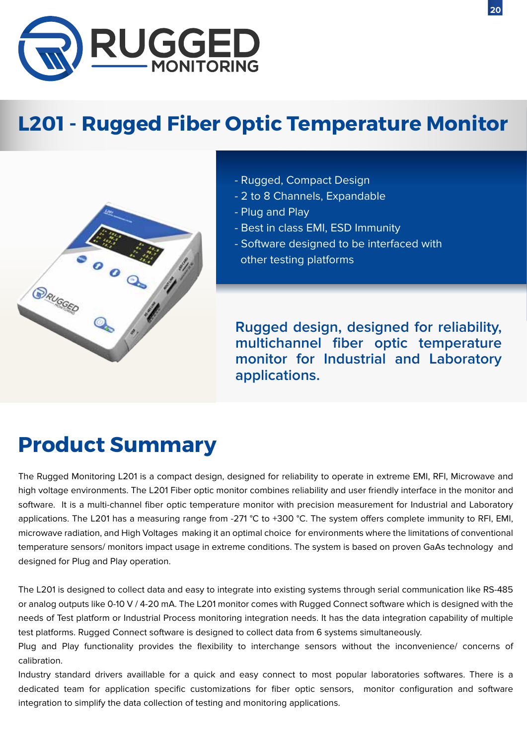# L201 - Rugged Fiber Optic Temperature Monitor

- Rugged, Compact Design
- 2 to 8 Channels, Expandable
- Plug and Play
- Best in class EMI, ESD Immunity
- Software designed to be interfaced with other testing platforms

**Rugged design, designed for reliability, multichannel fiber optic temperature monitor for Industrial and Laboratory applications.**

## Product Summary

The Rugged Monitoring L201 is a compact design, designed for reliability to operate in extreme EMI, RFI, Microwave and high voltage environments. The L201 Fiber optic monitor combines reliability and user friendly interface in the monitor and software. It is a multi-channel fiber optic temperature monitor with precision measurement for Industrial and Laboratory applications. The L201 has a measuring range from -271 °C to +300 °C. The system offers complete immunity to RFI, EMI, microwave radiation, and High Voltages making it an optimal choice for environments where the limitations of conventional temperature sensors/ monitors impact usage in extreme conditions. The system is based on proven GaAs technology and designed for Plug and Play operation.

The L201 is designed to collect data and easy to integrate into existing systems through serial communication like RS-485 or analog outputs like 0-10 V / 4-20 mA. The L201 monitor comes with Rugged Connect software which is designed with the needs of Test platform or Industrial Process monitoring integration needs. It has the data integration capability of multiple test platforms. Rugged Connect software is designed to collect data from 6 systems simultaneously.

Plug and Play functionality provides the flexibility to interchange sensors without the inconvenience/ concerns of calibration.

Industry standard drivers availlable for a quick and easy connect to most popular laboratories softwares. There is a dedicated team for application specific customizations for fiber optic sensors, monitor configuration and software integration to simplify the data collection of testing and monitoring applications.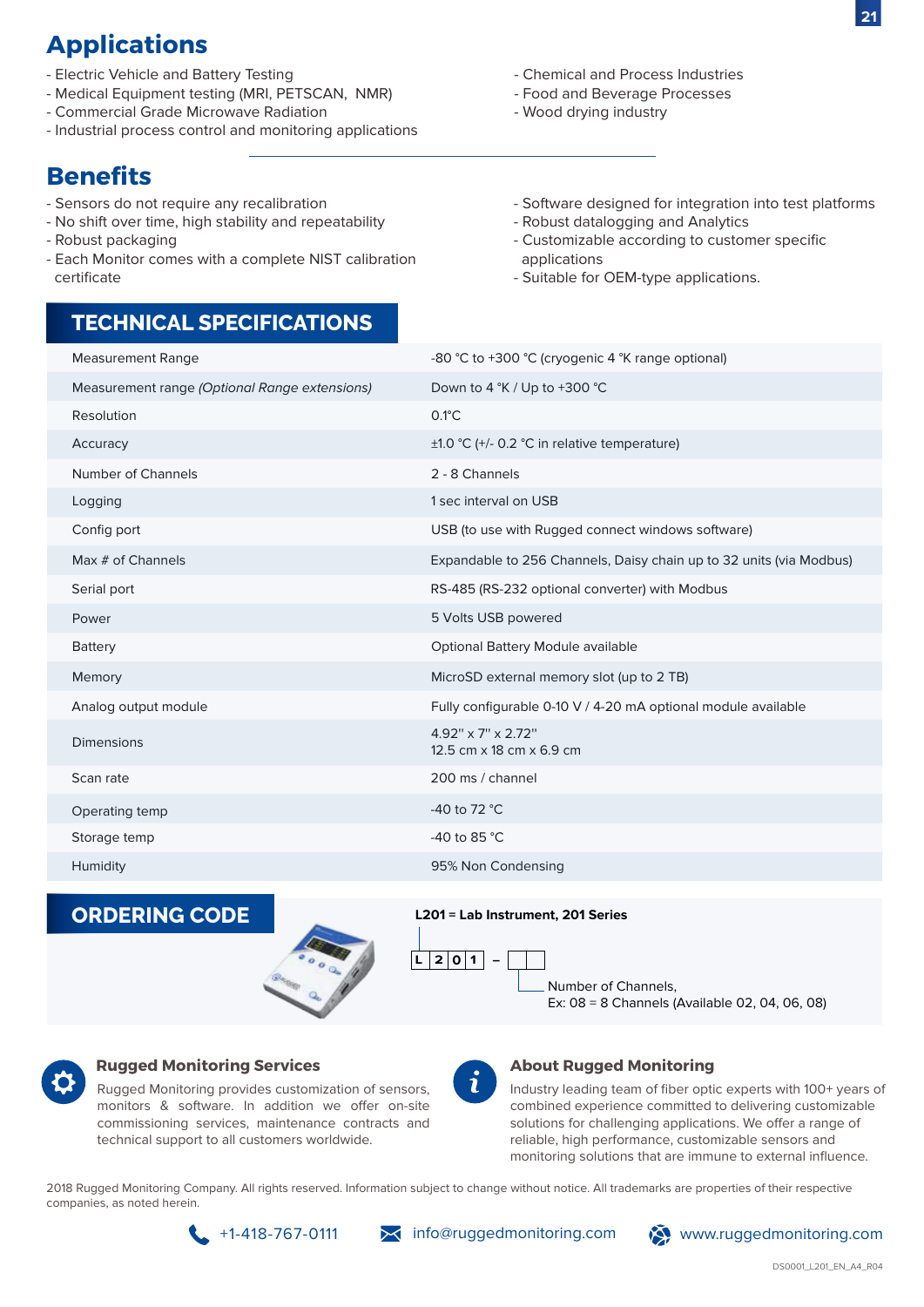## Applications

- Electric Vehicle and Battery Testing
- Medical Equipment testing (MRI, PETSCAN, NMR)
- Commercial Grade Microwave Radiation
- Industrial process control and monitoring applications
- Chemical and Process Industries
- Food and Beverage Processes
- Wood drying industry

## Benefits

- Sensors do not require any recalibration
- No shift over time, high stability and repeatability
- Robust packaging
- Each Monitor comes with a complete NIST calibration certificate
- Software designed for integration into test platforms
- Robust datalogging and Analytics
- Customizable according to customer specific applications
- Suitable for OEM-type applications.

## TECHNICAL SPECIFICATIONS

| | |
|---|---|
| Measurement Range | -80 °C to +300 °C (cryogenic 4 °K range optional) |
| Measurement range *(Optional Range extensions)* | Down to 4 °K / Up to +300 °C |
| Resolution | 0.1°C |
| Accuracy | ±1.0 °C (+/- 0.2 °C in relative temperature) |
| Number of Channels | 2 - 8 Channels |
| Logging | 1 sec interval on USB |
| Config port | USB (to use with Rugged connect windows software) |
| Max # of Channels | Expandable to 256 Channels, Daisy chain up to 32 units (via Modbus) |
| Serial port | RS-485 (RS-232 optional converter) with Modbus |
| Power | 5 Volts USB powered |
| Battery | Optional Battery Module available |
| Memory | MicroSD external memory slot (up to 2 TB) |
| Analog output module | Fully configurable 0-10 V / 4-20 mA optional module available |
| Dimensions | 4.92" x 7" x 2.72"<br>12.5 cm x 18 cm x 6.9 cm |
| Scan rate | 200 ms / channel |
| Operating temp | -40 to 72 °C |
| Storage temp | -40 to 85 °C |
| Humidity | 95% Non Condensing |

## ORDERING CODE

**L201** = **Lab Instrument, 201 Series**

L 2 0 1 – □□

Number of Channels,
Ex: 08 = 8 Channels (Available 02, 04, 06, 08)

### Rugged Monitoring Services

Rugged Monitoring provides customization of sensors, monitors & software. In addition we offer on-site commissioning services, maintenance contracts and technical support to all customers worldwide.

### About Rugged Monitoring

Industry leading team of fiber optic experts with 100+ years of combined experience committed to delivering customizable solutions for challenging applications. We offer a range of reliable, high performance, customizable sensors and monitoring solutions that are immune to external influence.

2018 Rugged Monitoring Company. All rights reserved. Information subject to change without notice. All trademarks are properties of their respective companies, as noted herein.

+1-418-767-0111 info@ruggedmonitoring.com www.ruggedmonitoring.com

DS0001_L201_EN_A4_R04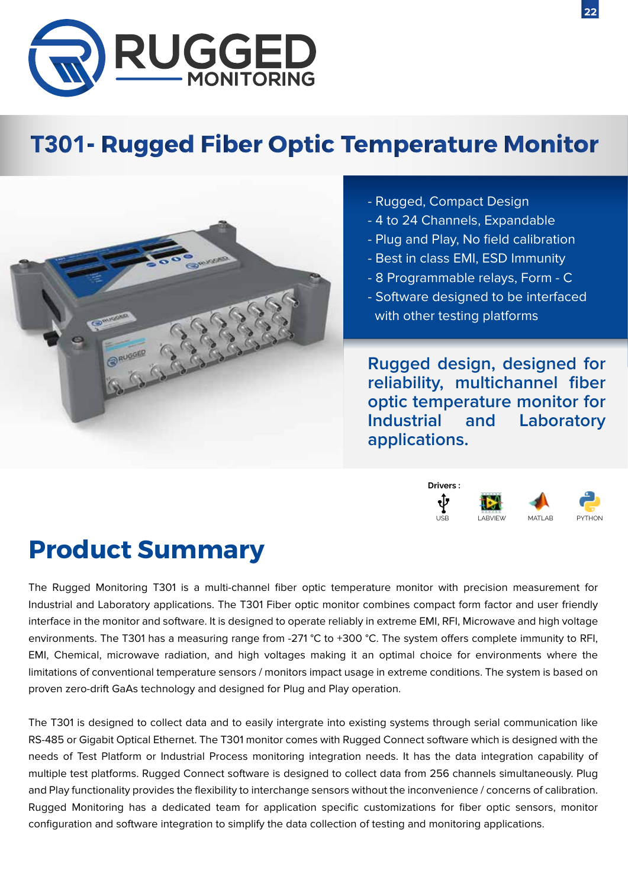RUGGED MONITORING

# T301- Rugged Fiber Optic Temperature Monitor

- Rugged, Compact Design
- 4 to 24 Channels, Expandable
- Plug and Play, No field calibration
- Best in class EMI, ESD Immunity
- 8 Programmable relays, Form - C
- Software designed to be interfaced with other testing platforms

**Rugged design, designed for reliability, multichannel fiber optic temperature monitor for Industrial and Laboratory applications.**

**Drivers :** USB, LABVIEW, MATLAB, PYTHON

## Product Summary

The Rugged Monitoring T301 is a multi-channel fiber optic temperature monitor with precision measurement for Industrial and Laboratory applications. The T301 Fiber optic monitor combines compact form factor and user friendly interface in the monitor and software. It is designed to operate reliably in extreme EMI, RFI, Microwave and high voltage environments. The T301 has a measuring range from -271 °C to +300 °C. The system offers complete immunity to RFI, EMI, Chemical, microwave radiation, and high voltages making it an optimal choice for environments where the limitations of conventional temperature sensors / monitors impact usage in extreme conditions. The system is based on proven zero-drift GaAs technology and designed for Plug and Play operation.

The T301 is designed to collect data and to easily intergrate into existing systems through serial communication like RS-485 or Gigabit Optical Ethernet. The T301 monitor comes with Rugged Connect software which is designed with the needs of Test Platform or Industrial Process monitoring integration needs. It has the data integration capability of multiple test platforms. Rugged Connect software is designed to collect data from 256 channels simultaneously. Plug and Play functionality provides the flexibility to interchange sensors without the inconvenience / concerns of calibration. Rugged Monitoring has a dedicated team for application specific customizations for fiber optic sensors, monitor configuration and software integration to simplify the data collection of testing and monitoring applications.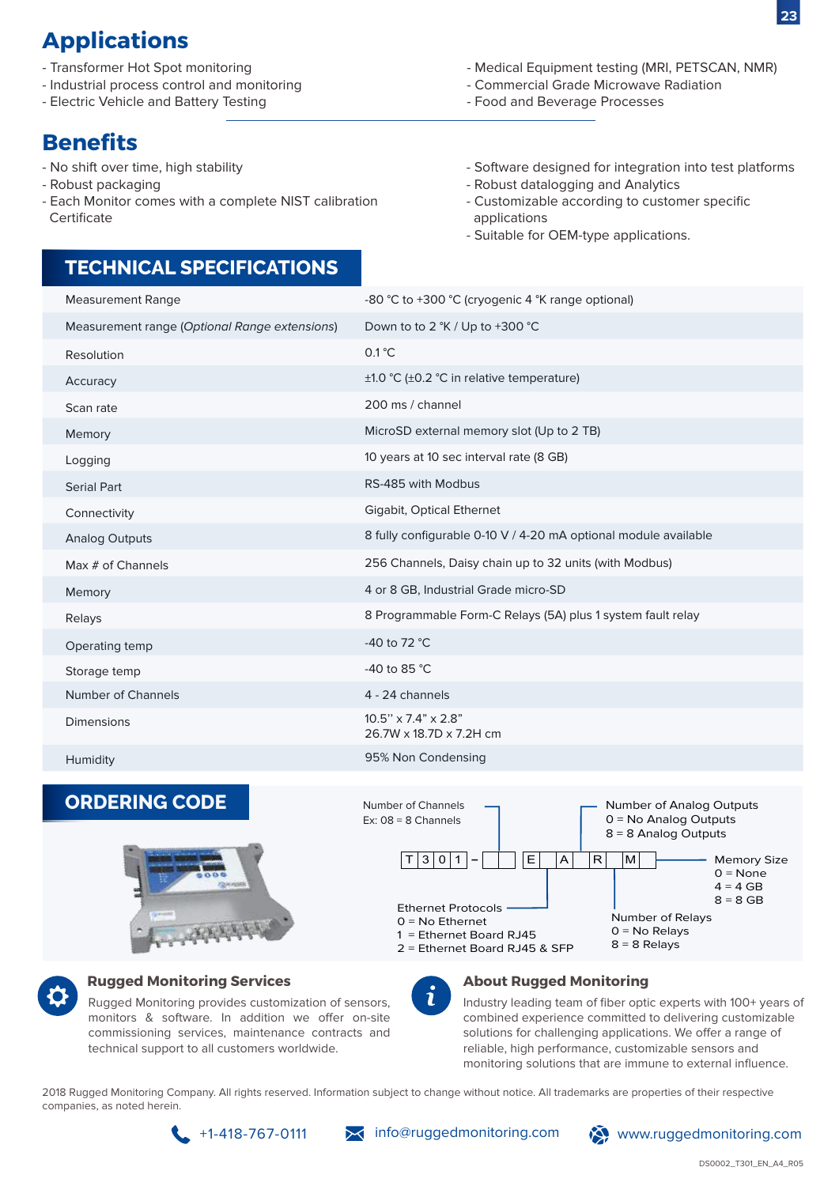# Applications

- Transformer Hot Spot monitoring
- Industrial process control and monitoring
- Electric Vehicle and Battery Testing
- Medical Equipment testing (MRI, PETSCAN, NMR)
- Commercial Grade Microwave Radiation
- Food and Beverage Processes

# Benefits

- No shift over time, high stability
- Robust packaging
- Each Monitor comes with a complete NIST calibration Certificate
- Software designed for integration into test platforms
- Robust datalogging and Analytics
- Customizable according to customer specific applications
- Suitable for OEM-type applications.

## TECHNICAL SPECIFICATIONS

| | |
|---|---|
| Measurement Range | -80 °C to +300 °C (cryogenic 4 °K range optional) |
| Measurement range (*Optional Range extensions*) | Down to to 2 °K / Up to +300 °C |
| Resolution | 0.1 °C |
| Accuracy | ±1.0 °C (±0.2 °C in relative temperature) |
| Scan rate | 200 ms / channel |
| Memory | MicroSD external memory slot (Up to 2 TB) |
| Logging | 10 years at 10 sec interval rate (8 GB) |
| Serial Part | RS-485 with Modbus |
| Connectivity | Gigabit, Optical Ethernet |
| Analog Outputs | 8 fully configurable 0-10 V / 4-20 mA optional module available |
| Max # of Channels | 256 Channels, Daisy chain up to 32 units (with Modbus) |
| Memory | 4 or 8 GB, Industrial Grade micro-SD |
| Relays | 8 Programmable Form-C Relays (5A) plus 1 system fault relay |
| Operating temp | -40 to 72 °C |
| Storage temp | -40 to 85 °C |
| Number of Channels | 4 - 24 channels |
| Dimensions | 10.5'' x 7.4" x 2.8"<br>26.7W x 18.7D x 7.2H cm |
| Humidity | 95% Non Condensing |

## ORDERING CODE

T301 – [ ][ ] E [ ] A [ ] R [ ] M [ ]

Number of Channels
Ex: 08 = 8 Channels

Ethernet Protocols
0 = No Ethernet
1 = Ethernet Board RJ45
2 = Ethernet Board RJ45 & SFP

Number of Analog Outputs
0 = No Analog Outputs
8 = 8 Analog Outputs

Number of Relays
0 = No Relays
8 = 8 Relays

Memory Size
0 = None
4 = 4 GB
8 = 8 GB

### Rugged Monitoring Services

Rugged Monitoring provides customization of sensors, monitors & software. In addition we offer on-site commissioning services, maintenance contracts and technical support to all customers worldwide.

### About Rugged Monitoring

Industry leading team of fiber optic experts with 100+ years of combined experience committed to delivering customizable solutions for challenging applications. We offer a range of reliable, high performance, customizable sensors and monitoring solutions that are immune to external influence.

2018 Rugged Monitoring Company. All rights reserved. Information subject to change without notice. All trademarks are properties of their respective companies, as noted herein.

+1-418-767-0111 info@ruggedmonitoring.com www.ruggedmonitoring.com

DS0002_T301_EN_A4_R05